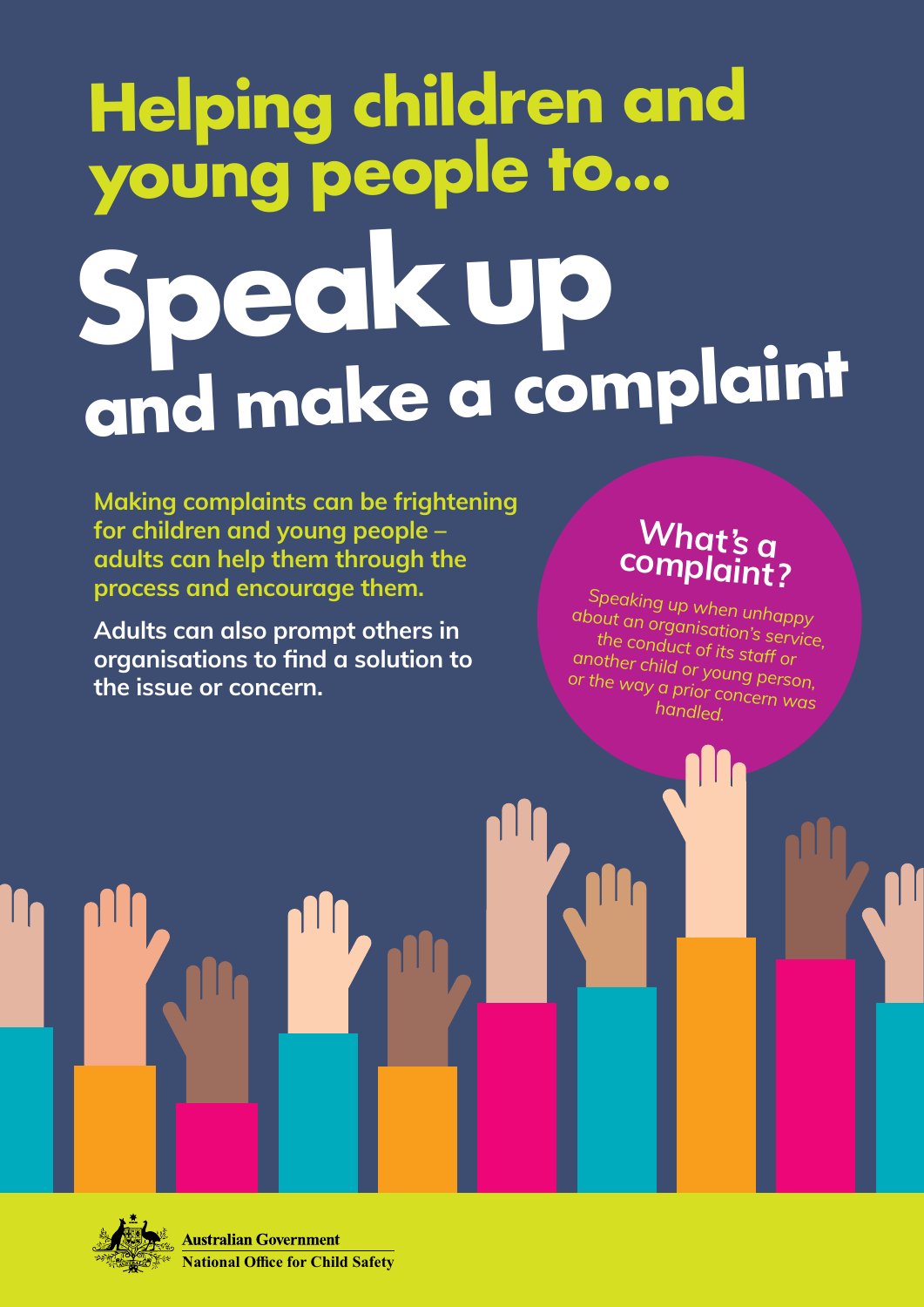# Helping children and young people to... Speak up and make a complaint

**Making complaints can be frightening for children and young people – adults can help them through the process and encourage them.**

**Adults can also prompt others in organisations to find a solution to the issue or concern.**

## What's a complaint?

*Speaking up when unhappy about an organisation's service, the conduct of its staff or another child or young person, or the way a prior concern was handled.*

Australian Government
National Office for Child Safety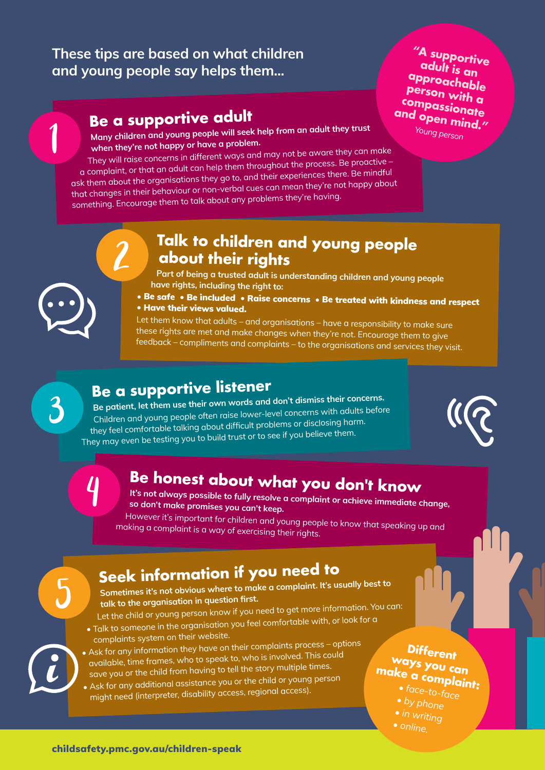These tips are based on what children and young people say helps them...

> "A supportive adult is an approachable person with a compassionate and open mind."
> *Young person*

## 1 Be a supportive adult

**Many children and young people will seek help from an adult they trust when they're not happy or have a problem.**

They will raise concerns in different ways and may not be aware they can make a complaint, or that an adult can help them throughout the process. Be proactive – ask them about the organisations they go to, and their experiences there. Be mindful that changes in their behaviour or non-verbal cues can mean they're not happy about something. Encourage them to talk about any problems they're having.

## 2 Talk to children and young people about their rights

**Part of being a trusted adult is understanding children and young people have rights, including the right to:**

- **Be safe**
- **Be included**
- **Raise concerns**
- **Be treated with kindness and respect**
- **Have their views valued.**

Let them know that adults – and organisations – have a responsibility to make sure these rights are met and make changes when they're not. Encourage them to give feedback – compliments and complaints – to the organisations and services they visit.

## 3 Be a supportive listener

**Be patient, let them use their own words and don't dismiss their concerns.**

Children and young people often raise lower-level concerns with adults before they feel comfortable talking about difficult problems or disclosing harm. They may even be testing you to build trust or to see if you believe them.

## 4 Be honest about what you don't know

**It's not always possible to fully resolve a complaint or achieve immediate change, so don't make promises you can't keep.**

However it's important for children and young people to know that speaking up and making a complaint is a way of exercising their rights.

## 5 Seek information if you need to

**Sometimes it's not obvious where to make a complaint. It's usually best to talk to the organisation in question first.**

Let the child or young person know if you need to get more information. You can:

- Talk to someone in the organisation you feel comfortable with, or look for a complaints system on their website.
- Ask for any information they have on their complaints process – options available, time frames, who to speak to, who is involved. This could save you or the child from having to tell the story multiple times.
- Ask for any additional assistance you or the child or young person might need (interpreter, disability access, regional access).

**Different ways you can make a complaint:**

- face-to-face
- by phone
- in writing
- online.

childsafety.pmc.gov.au/children-speak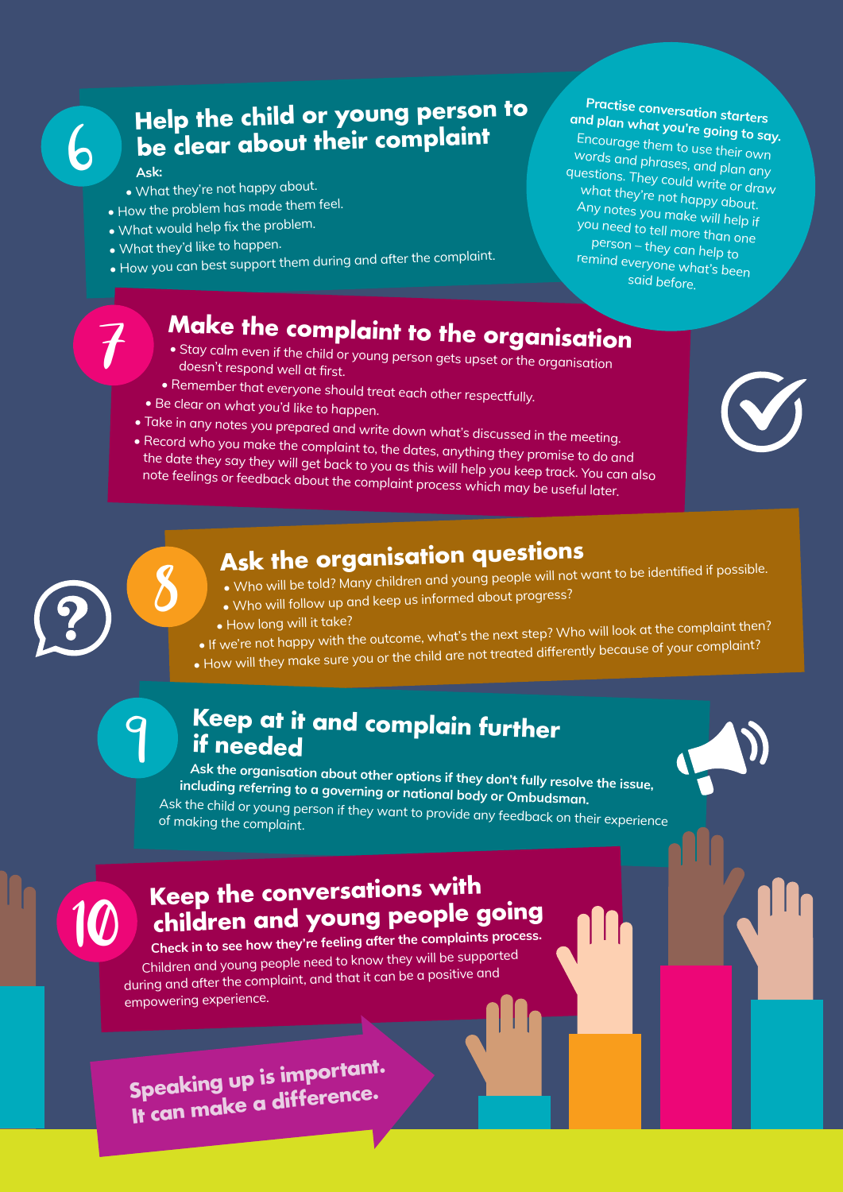## 6 Help the child or young person to be clear about their complaint

Ask:

- What they're not happy about.
- How the problem has made them feel.
- What would help fix the problem.
- What they'd like to happen.
- How you can best support them during and after the complaint.

**Practise conversation starters and plan what you're going to say.** Encourage them to use their own words and phrases, and plan any questions. They could write or draw what they're not happy about. Any notes you make will help if you need to tell more than one person – they can help to remind everyone what's been said before.

## 7 Make the complaint to the organisation

- Stay calm even if the child or young person gets upset or the organisation doesn't respond well at first.
- Remember that everyone should treat each other respectfully.
- Be clear on what you'd like to happen.
- Take in any notes you prepared and write down what's discussed in the meeting.
- Record who you make the complaint to, the dates, anything they promise to do and the date they say they will get back to you as this will help you keep track. You can also note feelings or feedback about the complaint process which may be useful later.

## 8 Ask the organisation questions

- Who will be told? Many children and young people will not want to be identified if possible.
- Who will follow up and keep us informed about progress?
- How long will it take?
- If we're not happy with the outcome, what's the next step? Who will look at the complaint then?
- How will they make sure you or the child are not treated differently because of your complaint?

## 9 Keep at it and complain further if needed

**Ask the organisation about other options if they don't fully resolve the issue, including referring to a governing or national body or Ombudsman.**

Ask the child or young person if they want to provide any feedback on their experience of making the complaint.

## 10 Keep the conversations with children and young people going

**Check in to see how they're feeling after the complaints process.**

Children and young people need to know they will be supported during and after the complaint, and that it can be a positive and empowering experience.

**Speaking up is important. It can make a difference.**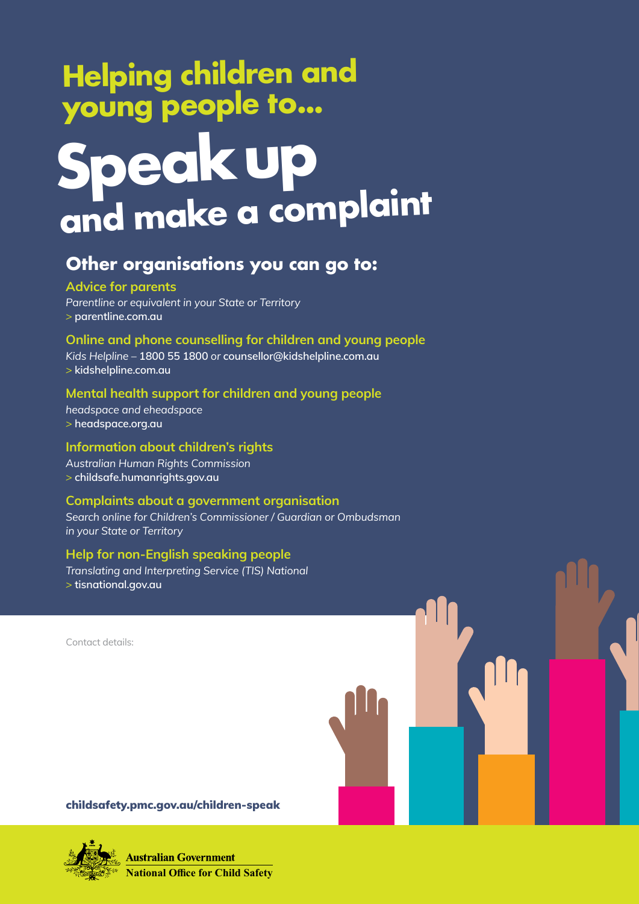# Helping children and young people to...

# Speak up and make a complaint

## Other organisations you can go to:

### Advice for parents

*Parentline or equivalent in your State or Territory*

> parentline.com.au

### Online and phone counselling for children and young people

*Kids Helpline* – 1800 55 1800 *or* counsellor@kidshelpline.com.au

> kidshelpline.com.au

### Mental health support for children and young people

*headspace and eheadspace*

> headspace.org.au

### Information about children's rights

*Australian Human Rights Commission*

> childsafe.humanrights.gov.au

### Complaints about a government organisation

*Search online for Children's Commissioner / Guardian or Ombudsman in your State or Territory*

### Help for non-English speaking people

*Translating and Interpreting Service (TIS) National*

> tisnational.gov.au

Contact details:

**childsafety.pmc.gov.au/children-speak**

**Australian Government**
**National Office for Child Safety**